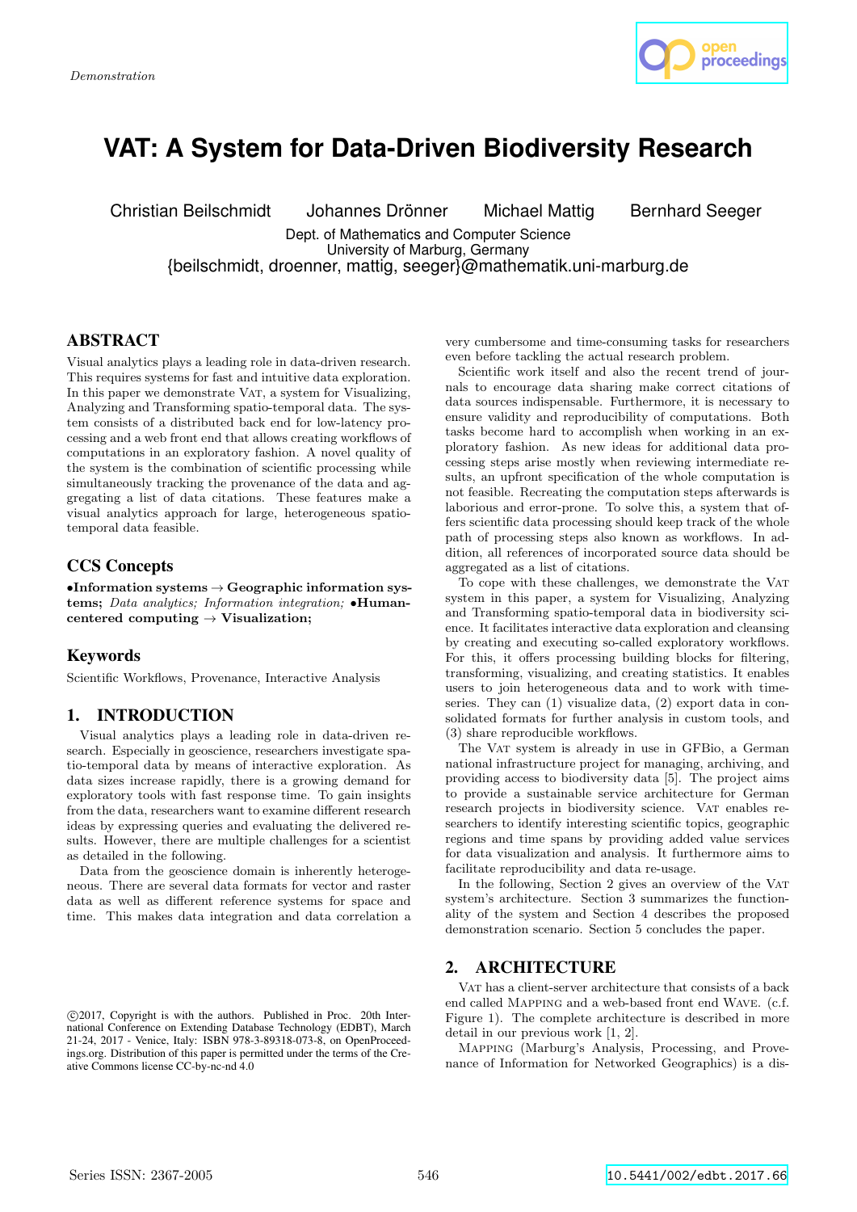Demonstration

# VAT: A System for Data-Driven Biodiversity Research

Christian Beilschmidt Johannes Drönner Michael Mattig Bernhard Seeger

Dept. of Mathematics and Computer Science
University of Marburg, Germany
{beilschmidt, droenner, mattig, seeger}@mathematik.uni-marburg.de

## ABSTRACT

Visual analytics plays a leading role in data-driven research. This requires systems for fast and intuitive data exploration. In this paper we demonstrate VAT, a system for Visualizing, Analyzing and Transforming spatio-temporal data. The system consists of a distributed back end for low-latency processing and a web front end that allows creating workflows of computations in an exploratory fashion. A novel quality of the system is the combination of scientific processing while simultaneously tracking the provenance of the data and aggregating a list of data citations. These features make a visual analytics approach for large, heterogeneous spatio-temporal data feasible.

## CCS Concepts

•**Information systems** → **Geographic information systems;** *Data analytics; Information integration;* •**Human-centered computing** → **Visualization;**

## Keywords

Scientific Workflows, Provenance, Interactive Analysis

## 1. INTRODUCTION

Visual analytics plays a leading role in data-driven research. Especially in geoscience, researchers investigate spatio-temporal data by means of interactive exploration. As data sizes increase rapidly, there is a growing demand for exploratory tools with fast response time. To gain insights from the data, researchers want to examine different research ideas by expressing queries and evaluating the delivered results. However, there are multiple challenges for a scientist as detailed in the following.

Data from the geoscience domain is inherently heterogeneous. There are several data formats for vector and raster data as well as different reference systems for space and time. This makes data integration and data correlation a very cumbersome and time-consuming tasks for researchers even before tackling the actual research problem.

Scientific work itself and also the recent trend of journals to encourage data sharing make correct citations of data sources indispensable. Furthermore, it is necessary to ensure validity and reproducibility of computations. Both tasks become hard to accomplish when working in an exploratory fashion. As new ideas for additional data processing steps arise mostly when reviewing intermediate results, an upfront specification of the whole computation is not feasible. Recreating the computation steps afterwards is laborious and error-prone. To solve this, a system that offers scientific data processing should keep track of the whole path of processing steps also known as workflows. In addition, all references of incorporated source data should be aggregated as a list of citations.

To cope with these challenges, we demonstrate the VAT system in this paper, a system for Visualizing, Analyzing and Transforming spatio-temporal data in biodiversity science. It facilitates interactive data exploration and cleansing by creating and executing so-called exploratory workflows. For this, it offers processing building blocks for filtering, transforming, visualizing, and creating statistics. It enables users to join heterogeneous data and to work with time-series. They can (1) visualize data, (2) export data in consolidated formats for further analysis in custom tools, and (3) share reproducible workflows.

The VAT system is already in use in GFBio, a German national infrastructure project for managing, archiving, and providing access to biodiversity data [5]. The project aims to provide a sustainable service architecture for German research projects in biodiversity science. VAT enables researchers to identify interesting scientific topics, geographic regions and time spans by providing added value services for data visualization and analysis. It furthermore aims to facilitate reproducibility and data re-use.

In the following, Section 2 gives an overview of the VAT system's architecture. Section 3 summarizes the functionality of the system and Section 4 describes the proposed demonstration scenario. Section 5 concludes the paper.

## 2. ARCHITECTURE

VAT has a client-server architecture that consists of a back end called MAPPING and a web-based front end WAVE. (c.f. Figure 1). The complete architecture is described in more detail in our previous work [1, 2].

MAPPING (Marburg's Analysis, Processing, and Provenance of Information for Networked Geographics) is a dis-

©2017, Copyright is with the authors. Published in Proc. 20th International Conference on Extending Database Technology (EDBT), March 21-24, 2017 - Venice, Italy: ISBN 978-3-89318-073-8, on OpenProceedings.org. Distribution of this paper is permitted under the terms of the Creative Commons license CC-by-nc-nd 4.0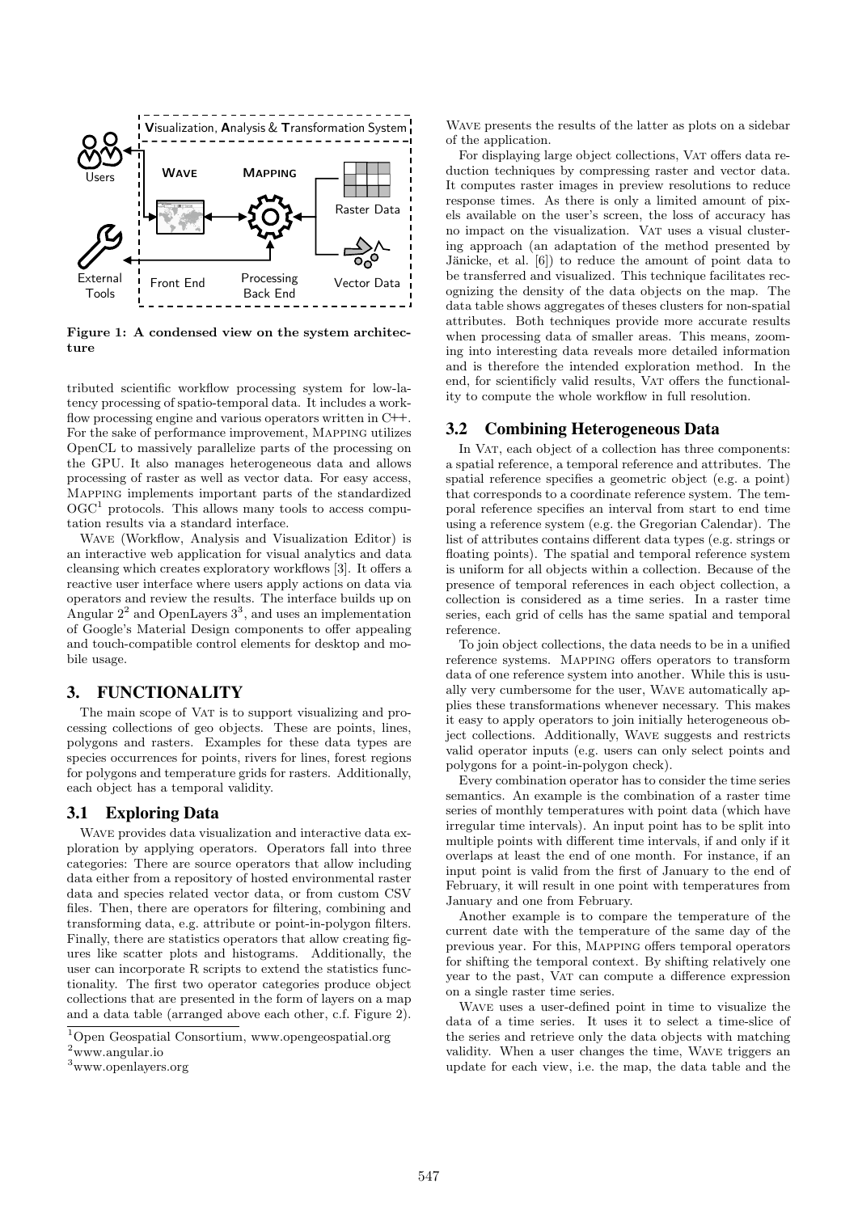Figure 1: A condensed view on the system architecture

tributed scientific workflow processing system for low-latency processing of spatio-temporal data. It includes a workflow processing engine and various operators written in C++. For the sake of performance improvement, Mapping utilizes OpenCL to massively parallelize parts of the processing on the GPU. It also manages heterogeneous data and allows processing of raster as well as vector data. For easy access, Mapping implements important parts of the standardized OGC[1] protocols. This allows many tools to access computation results via a standard interface.

Wave (Workflow, Analysis and Visualization Editor) is an interactive web application for visual analytics and data cleansing which creates exploratory workflows [3]. It offers a reactive user interface where users apply actions on data via operators and review the results. The interface builds up on Angular 2[2] and OpenLayers 3[3], and uses an implementation of Google's Material Design components to offer appealing and touch-compatible control elements for desktop and mobile usage.

## 3. FUNCTIONALITY

The main scope of Vat is to support visualizing and processing collections of geo objects. These are points, lines, polygons and rasters. Examples for these data types are species occurrences for points, rivers for lines, forest regions for polygons and temperature grids for rasters. Additionally, each object has a temporal validity.

### 3.1 Exploring Data

Wave provides data visualization and interactive data exploration by applying operators. Operators fall into three categories: There are source operators that allow including data either from a repository of hosted environmental raster data and species related vector data, or from custom CSV files. Then, there are operators for filtering, combining and transforming data, e.g. attribute or point-in-polygon filters. Finally, there are statistics operators that allow creating figures like scatter plots and histograms. Additionally, the user can incorporate R scripts to extend the statistics functionality. The first two operator categories produce object collections that are presented in the form of layers on a map and a data table (arranged above each other, c.f. Figure 2). Wave presents the results of the latter as plots on a sidebar of the application.

For displaying large object collections, Vat offers data reduction techniques by compressing raster and vector data. It computes raster images in preview resolutions to reduce response times. As there is only a limited amount of pixels available on the user's screen, the loss of accuracy has no impact on the visualization. Vat uses a visual clustering approach (an adaptation of the method presented by Jänicke, et al. [6]) to reduce the amount of point data to be transferred and visualized. This technique facilitates recognizing the density of the data objects on the map. The data table shows aggregates of theses clusters for non-spatial attributes. Both techniques provide more accurate results when processing data of smaller areas. This means, zooming into interesting data reveals more detailed information and is therefore the intended exploration method. In the end, for scientificly valid results, Vat offers the functionality to compute the whole workflow in full resolution.

### 3.2 Combining Heterogeneous Data

In Vat, each object of a collection has three components: a spatial reference, a temporal reference and attributes. The spatial reference specifies a geometric object (e.g. a point) that corresponds to a coordinate reference system. The temporal reference specifies an interval from start to end time using a reference system (e.g. the Gregorian Calendar). The list of attributes contains different data types (e.g. strings or floating points). The spatial and temporal reference system is uniform for all objects within a collection. Because of the presence of temporal references in each object collection, a collection is considered as a time series. In a raster time series, each grid of cells has the same spatial and temporal reference.

To join object collections, the data needs to be in a unified reference systems. Mapping offers operators to transform data of one reference system into another. While this is usually very cumbersome for the user, Wave automatically applies these transformations whenever necessary. This makes it easy to apply operators to join initially heterogeneous object collections. Additionally, Wave suggests and restricts valid operator inputs (e.g. users can only select points and polygons for a point-in-polygon check).

Every combination operator has to consider the time series semantics. An example is the combination of a raster time series of monthly temperatures with point data (which have irregular time intervals). An input point has to be split into multiple points with different time intervals, if and only if it overlaps at least the end of one month. For instance, if an input point is valid from the first of January to the end of February, it will result in one point with temperatures from January and one from February.

Another example is to compare the temperature of the current date with the temperature of the same day of the previous year. For this, Mapping offers temporal operators for shifting the temporal context. By shifting relatively one year to the past, Vat can compute a difference expression on a single raster time series.

Wave uses a user-defined point in time to visualize the data of a time series. It uses it to select a time-slice of the series and retrieve only the data objects with matching validity. When a user changes the time, Wave triggers an update for each view, i.e. the map, the data table and the

[1] Open Geospatial Consortium, www.opengeospatial.org
[2] www.angular.io
[3] www.openlayers.org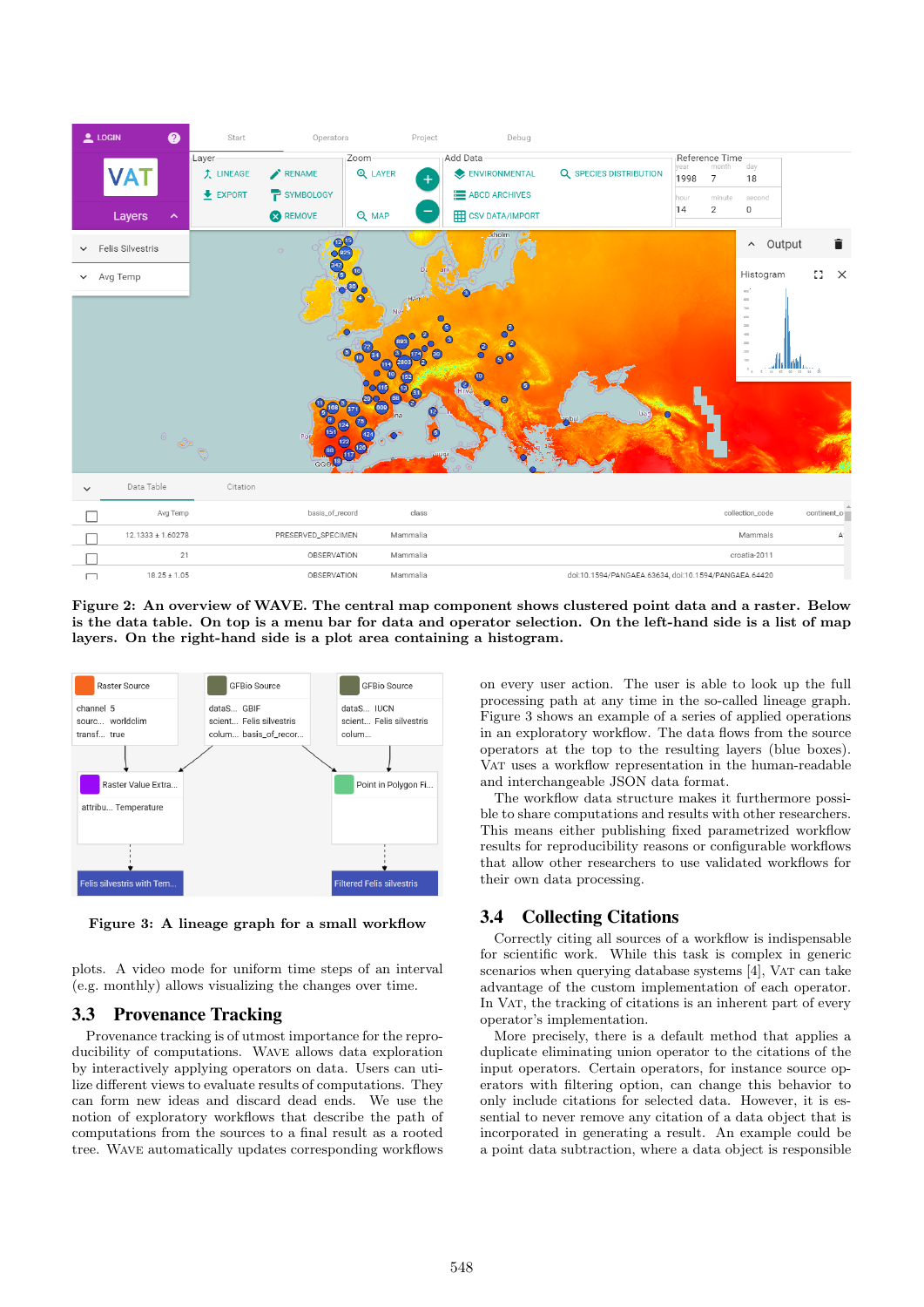**Figure 2: An overview of WAVE. The central map component shows clustered point data and a raster. Below is the data table. On top is a menu bar for data and operator selection. On the left-hand side is a list of map layers. On the right-hand side is a plot area containing a histogram.**

**Figure 3: A lineage graph for a small workflow**

plots. A video mode for uniform time steps of an interval (e.g. monthly) allows visualizing the changes over time.

## 3.3 Provenance Tracking

Provenance tracking is of utmost importance for the reproducibility of computations. Wave allows data exploration by interactively applying operators on data. Users can utilize different views to evaluate results of computations. They can form new ideas and discard dead ends. We use the notion of exploratory workflows that describe the path of computations from the sources to a final result as a rooted tree. Wave automatically updates corresponding workflows on every user action. The user is able to look up the full processing path at any time in the so-called lineage graph. Figure 3 shows an example of a series of applied operations in an exploratory workflow. The data flows from the source operators at the top to the resulting layers (blue boxes). Vat uses a workflow representation in the human-readable and interchangeable JSON data format.

The workflow data structure makes it furthermore possible to share computations and results with other researchers. This means either publishing fixed parametrized workflow results for reproducibility reasons or configurable workflows that allow other researchers to use validated workflows for their own data processing.

## 3.4 Collecting Citations

Correctly citing all sources of a workflow is indispensable for scientific work. While this task is complex in generic scenarios when querying database systems [4], Vat can take advantage of the custom implementation of each operator. In Vat, the tracking of citations is an inherent part of every operator's implementation.

More precisely, there is a default method that applies a duplicate eliminating union operator to the citations of the input operators. Certain operators, for instance source operators with filtering option, can change this behavior to only include citations for selected data. However, it is essential to never remove any citation of a data object that is incorporated in generating a result. An example could be a point data subtraction, where a data object is responsible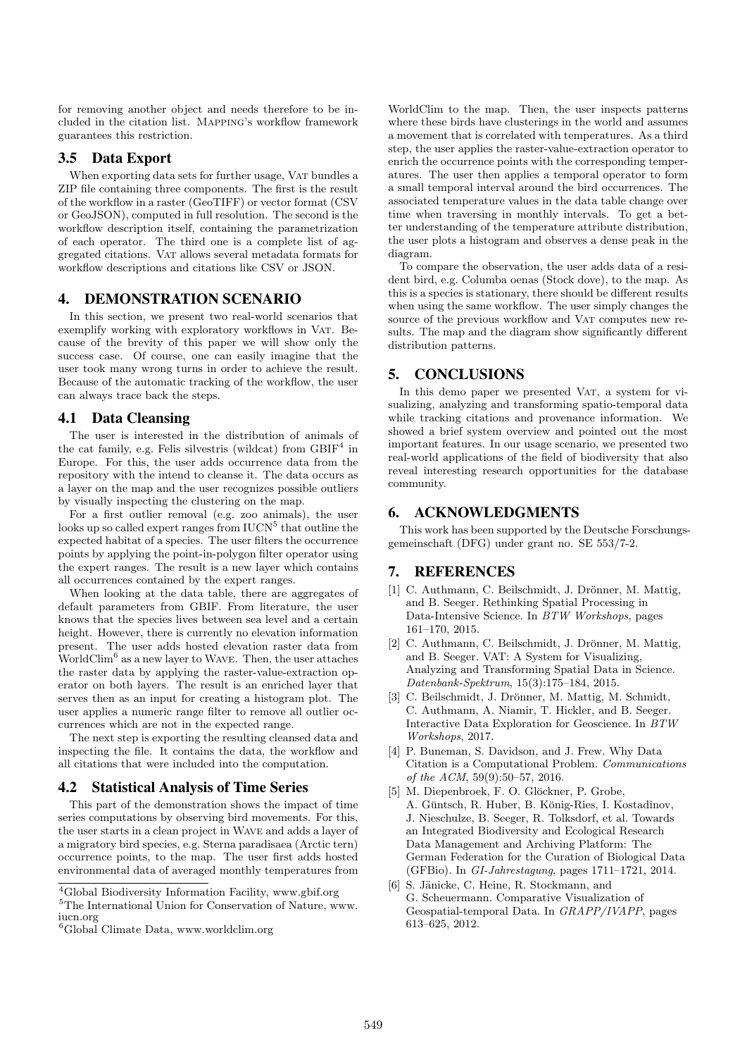for removing another object and needs therefore to be included in the citation list. MAPPING's workflow framework guarantees this restriction.

### 3.5 Data Export

When exporting data sets for further usage, VAT bundles a ZIP file containing three components. The first is the result of the workflow in a raster (GeoTIFF) or vector format (CSV or GeoJSON), computed in full resolution. The second is the workflow description itself, containing the parametrization of each operator. The third one is a complete list of aggregated citations. VAT allows several metadata formats for workflow descriptions and citations like CSV or JSON.

## 4. DEMONSTRATION SCENARIO

In this section, we present two real-world scenarios that exemplify working with exploratory workflows in VAT. Because of the brevity of this paper we will show only the success case. Of course, one can easily imagine that the user took many wrong turns in order to achieve the result. Because of the automatic tracking of the workflow, the user can always trace back the steps.

### 4.1 Data Cleansing

The user is interested in the distribution of animals of the cat family, e.g. Felis silvestris (wildcat) from GBIF[4] in Europe. For this, the user adds occurrence data from the repository with the intend to cleanse it. The data occurs as a layer on the map and the user recognizes possible outliers by visually inspecting the clustering on the map.

For a first outlier removal (e.g. zoo animals), the user looks up so called expert ranges from IUCN[5] that outline the expected habitat of a species. The user filters the occurrence points by applying the point-in-polygon filter operator using the expert ranges. The result is a new layer which contains all occurrences contained by the expert ranges.

When looking at the data table, there are aggregates of default parameters from GBIF. From literature, the user knows that the species lives between sea level and a certain height. However, there is currently no elevation information present. The user adds hosted elevation raster data from WorldClim[6] as a new layer to WAVE. Then, the user attaches the raster data by applying the raster-value-extraction operator on both layers. The result is an enriched layer that serves then as an input for creating a histogram plot. The user applies a numeric range filter to remove all outlier occurrences which are not in the expected range.

The next step is exporting the resulting cleansed data and inspecting the file. It contains the data, the workflow and all citations that were included into the computation.

### 4.2 Statistical Analysis of Time Series

This part of the demonstration shows the impact of time series computations by observing bird movements. For this, the user starts in a clean project in WAVE and adds a layer of a migratory bird species, e.g. Sterna paradisaea (Arctic tern) occurrence points, to the map. The user first adds hosted environmental data of averaged monthly temperatures from WorldClim to the map. Then, the user inspects patterns where these birds have clusterings in the world and assumes a movement that is correlated with temperatures. As a third step, the user applies the raster-value-extraction operator to enrich the occurrence points with the corresponding temperatures. The user then applies a temporal operator to form a small temporal interval around the bird occurrences. The associated temperature values in the data table change over time when traversing in monthly intervals. To get a better understanding of the temperature attribute distribution, the user plots a histogram and observes a dense peak in the diagram.

To compare the observation, the user adds data of a resident bird, e.g. Columba oenas (Stock dove), to the map. As this is a species is stationary, there should be different results when using the same workflow. The user simply changes the source of the previous workflow and VAT computes new results. The map and the diagram show significantly different distribution patterns.

## 5. CONCLUSIONS

In this demo paper we presented VAT, a system for visualizing, analyzing and transforming spatio-temporal data while tracking citations and provenance information. We showed a brief system overview and pointed out the most important features. In our usage scenario, we presented two real-world applications of the field of biodiversity that also reveal interesting research opportunities for the database community.

## 6. ACKNOWLEDGMENTS

This work has been supported by the Deutsche Forschungsgemeinschaft (DFG) under grant no. SE 553/7-2.

## 7. REFERENCES

[1] C. Authmann, C. Beilschmidt, J. Drönner, M. Mattig, and B. Seeger. Rethinking Spatial Processing in Data-Intensive Science. In *BTW Workshops*, pages 161–170, 2015.

[2] C. Authmann, C. Beilschmidt, J. Drönner, M. Mattig, and B. Seeger. VAT: A System for Visualizing, Analyzing and Transforming Spatial Data in Science. *Datenbank-Spektrum*, 15(3):175–184, 2015.

[3] C. Beilschmidt, J. Drönner, M. Mattig, M. Schmidt, C. Authmann, A. Niamir, T. Hickler, and B. Seeger. Interactive Data Exploration for Geoscience. In *BTW Workshops*, 2017.

[4] P. Buneman, S. Davidson, and J. Frew. Why Data Citation is a Computational Problem. *Communications of the ACM*, 59(9):50–57, 2016.

[5] M. Diepenbroek, F. O. Glöckner, P. Grobe, A. Güntsch, R. Huber, B. König-Ries, I. Kostadinov, J. Nieschulze, B. Seeger, R. Tolksdorf, et al. Towards an Integrated Biodiversity and Ecological Research Data Management and Archiving Platform: The German Federation for the Curation of Biological Data (GFBio). In *GI-Jahrestagung*, pages 1711–1721, 2014.

[6] S. Jänicke, C. Heine, R. Stockmann, and G. Scheuermann. Comparative Visualization of Geospatial-temporal Data. In *GRAPP/IVAPP*, pages 613–625, 2012.

[4] Global Biodiversity Information Facility, www.gbif.org

[5] The International Union for Conservation of Nature, www.iucn.org

[6] Global Climate Data, www.worldclim.org